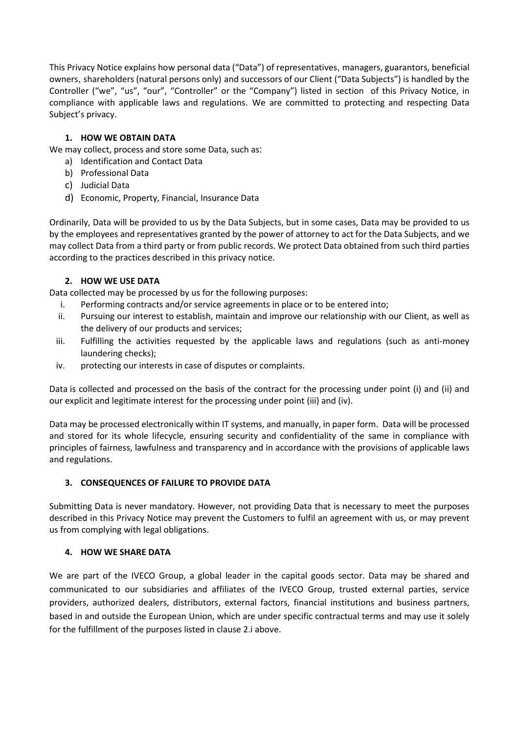This Privacy Notice explains how personal data ("Data") of representatives, managers, guarantors, beneficial owners, shareholders (natural persons only) and successors of our Client ("Data Subjects") is handled by the Controller ("we", "us", "our", "Controller" or the "Company") listed in section  of this Privacy Notice, in compliance with applicable laws and regulations. We are committed to protecting and respecting Data Subject's privacy.

## 1. HOW WE OBTAIN DATA

We may collect, process and store some Data, such as:

a) Identification and Contact Data
b) Professional Data
c) Judicial Data
d) Economic, Property, Financial, Insurance Data

Ordinarily, Data will be provided to us by the Data Subjects, but in some cases, Data may be provided to us by the employees and representatives granted by the power of attorney to act for the Data Subjects, and we may collect Data from a third party or from public records. We protect Data obtained from such third parties according to the practices described in this privacy notice.

## 2. HOW WE USE DATA

Data collected may be processed by us for the following purposes:

i. Performing contracts and/or service agreements in place or to be entered into;
ii. Pursuing our interest to establish, maintain and improve our relationship with our Client, as well as the delivery of our products and services;
iii. Fulfilling the activities requested by the applicable laws and regulations (such as anti-money laundering checks);
iv. protecting our interests in case of disputes or complaints.

Data is collected and processed on the basis of the contract for the processing under point (i) and (ii) and our explicit and legitimate interest for the processing under point (iii) and (iv).

Data may be processed electronically within IT systems, and manually, in paper form. Data will be processed and stored for its whole lifecycle, ensuring security and confidentiality of the same in compliance with principles of fairness, lawfulness and transparency and in accordance with the provisions of applicable laws and regulations.

## 3. CONSEQUENCES OF FAILURE TO PROVIDE DATA

Submitting Data is never mandatory. However, not providing Data that is necessary to meet the purposes described in this Privacy Notice may prevent the Customers to fulfil an agreement with us, or may prevent us from complying with legal obligations.

## 4. HOW WE SHARE DATA

We are part of the IVECO Group, a global leader in the capital goods sector. Data may be shared and communicated to our subsidiaries and affiliates of the IVECO Group, trusted external parties, service providers, authorized dealers, distributors, external factors, financial institutions and business partners, based in and outside the European Union, which are under specific contractual terms and may use it solely for the fulfillment of the purposes listed in clause 2.i above.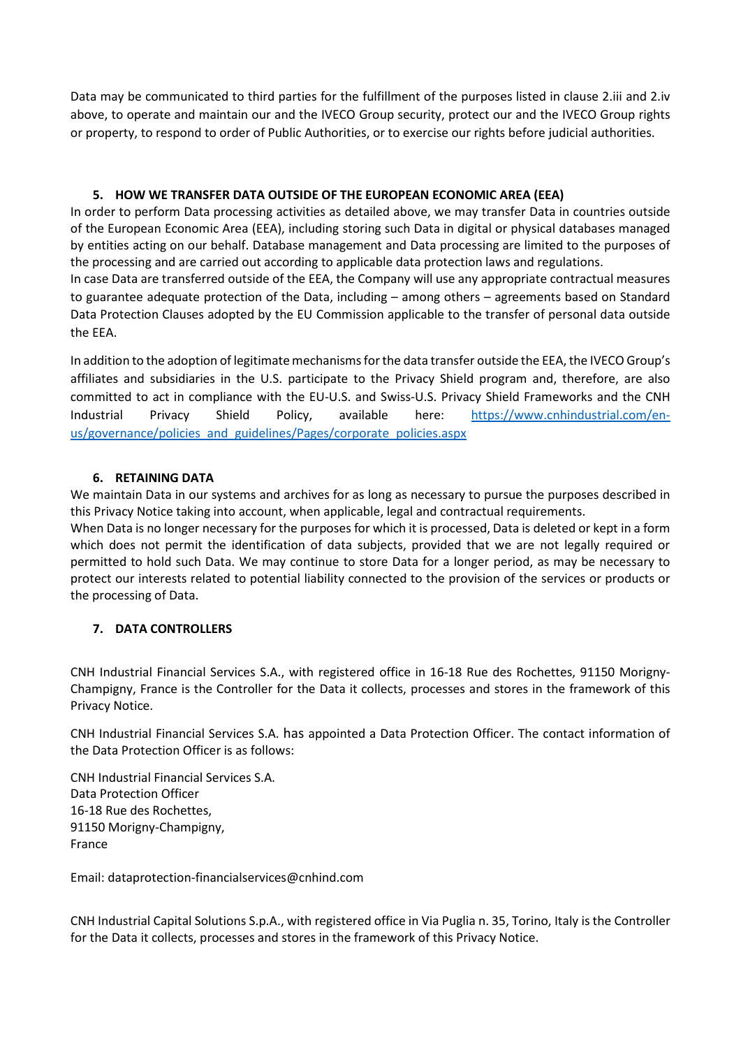Data may be communicated to third parties for the fulfillment of the purposes listed in clause 2.iii and 2.iv above, to operate and maintain our and the IVECO Group security, protect our and the IVECO Group rights or property, to respond to order of Public Authorities, or to exercise our rights before judicial authorities.

## 5. HOW WE TRANSFER DATA OUTSIDE OF THE EUROPEAN ECONOMIC AREA (EEA)

In order to perform Data processing activities as detailed above, we may transfer Data in countries outside of the European Economic Area (EEA), including storing such Data in digital or physical databases managed by entities acting on our behalf. Database management and Data processing are limited to the purposes of the processing and are carried out according to applicable data protection laws and regulations.

In case Data are transferred outside of the EEA, the Company will use any appropriate contractual measures to guarantee adequate protection of the Data, including – among others – agreements based on Standard Data Protection Clauses adopted by the EU Commission applicable to the transfer of personal data outside the EEA.

In addition to the adoption of legitimate mechanisms for the data transfer outside the EEA, the IVECO Group's affiliates and subsidiaries in the U.S. participate to the Privacy Shield program and, therefore, are also committed to act in compliance with the EU-U.S. and Swiss-U.S. Privacy Shield Frameworks and the CNH Industrial Privacy Shield Policy, available here: [https://www.cnhindustrial.com/en-us/governance/policies_and_guidelines/Pages/corporate_policies.aspx](https://www.cnhindustrial.com/en-us/governance/policies_and_guidelines/Pages/corporate_policies.aspx)

## 6. RETAINING DATA

We maintain Data in our systems and archives for as long as necessary to pursue the purposes described in this Privacy Notice taking into account, when applicable, legal and contractual requirements.

When Data is no longer necessary for the purposes for which it is processed, Data is deleted or kept in a form which does not permit the identification of data subjects, provided that we are not legally required or permitted to hold such Data. We may continue to store Data for a longer period, as may be necessary to protect our interests related to potential liability connected to the provision of the services or products or the processing of Data.

## 7. DATA CONTROLLERS

CNH Industrial Financial Services S.A., with registered office in 16-18 Rue des Rochettes, 91150 Morigny-Champigny, France is the Controller for the Data it collects, processes and stores in the framework of this Privacy Notice.

CNH Industrial Financial Services S.A. has appointed a Data Protection Officer. The contact information of the Data Protection Officer is as follows:

CNH Industrial Financial Services S.A.
Data Protection Officer
16-18 Rue des Rochettes,
91150 Morigny-Champigny,
France

Email: dataprotection-financialservices@cnhind.com

CNH Industrial Capital Solutions S.p.A., with registered office in Via Puglia n. 35, Torino, Italy is the Controller for the Data it collects, processes and stores in the framework of this Privacy Notice.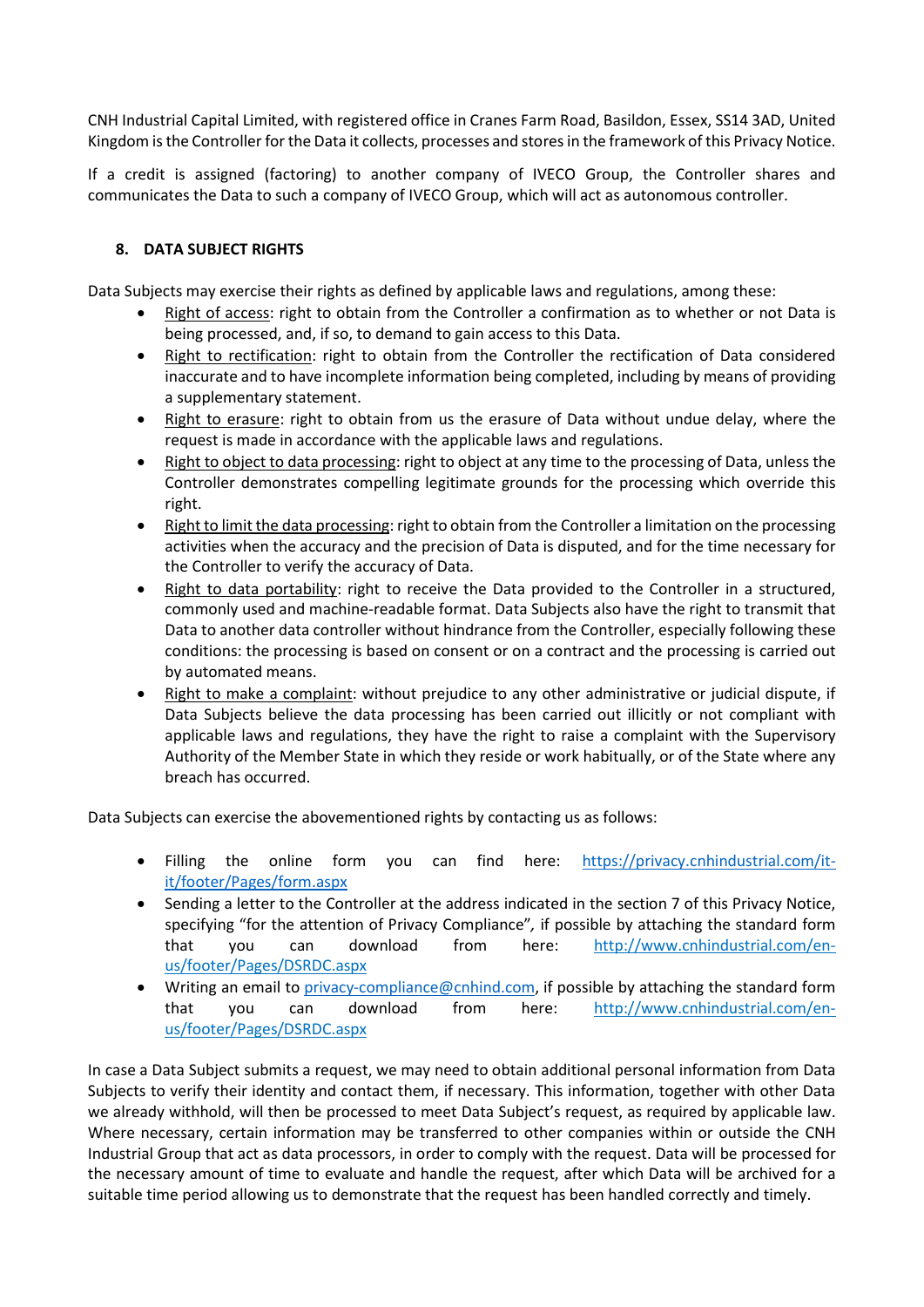CNH Industrial Capital Limited, with registered office in Cranes Farm Road, Basildon, Essex, SS14 3AD, United Kingdom is the Controller for the Data it collects, processes and stores in the framework of this Privacy Notice.

If a credit is assigned (factoring) to another company of IVECO Group, the Controller shares and communicates the Data to such a company of IVECO Group, which will act as autonomous controller.

## 8. DATA SUBJECT RIGHTS

Data Subjects may exercise their rights as defined by applicable laws and regulations, among these:

- Right of access: right to obtain from the Controller a confirmation as to whether or not Data is being processed, and, if so, to demand to gain access to this Data.
- Right to rectification: right to obtain from the Controller the rectification of Data considered inaccurate and to have incomplete information being completed, including by means of providing a supplementary statement.
- Right to erasure: right to obtain from us the erasure of Data without undue delay, where the request is made in accordance with the applicable laws and regulations.
- Right to object to data processing: right to object at any time to the processing of Data, unless the Controller demonstrates compelling legitimate grounds for the processing which override this right.
- Right to limit the data processing: right to obtain from the Controller a limitation on the processing activities when the accuracy and the precision of Data is disputed, and for the time necessary for the Controller to verify the accuracy of Data.
- Right to data portability: right to receive the Data provided to the Controller in a structured, commonly used and machine-readable format. Data Subjects also have the right to transmit that Data to another data controller without hindrance from the Controller, especially following these conditions: the processing is based on consent or on a contract and the processing is carried out by automated means.
- Right to make a complaint: without prejudice to any other administrative or judicial dispute, if Data Subjects believe the data processing has been carried out illicitly or not compliant with applicable laws and regulations, they have the right to raise a complaint with the Supervisory Authority of the Member State in which they reside or work habitually, or of the State where any breach has occurred.

Data Subjects can exercise the abovementioned rights by contacting us as follows:

- Filling the online form you can find here: https://privacy.cnhindustrial.com/it-it/footer/Pages/form.aspx
- Sending a letter to the Controller at the address indicated in the section 7 of this Privacy Notice, specifying "for the attention of Privacy Compliance", if possible by attaching the standard form that you can download from here: http://www.cnhindustrial.com/en-us/footer/Pages/DSRDC.aspx
- Writing an email to privacy-compliance@cnhind.com, if possible by attaching the standard form that you can download from here: http://www.cnhindustrial.com/en-us/footer/Pages/DSRDC.aspx

In case a Data Subject submits a request, we may need to obtain additional personal information from Data Subjects to verify their identity and contact them, if necessary. This information, together with other Data we already withhold, will then be processed to meet Data Subject's request, as required by applicable law. Where necessary, certain information may be transferred to other companies within or outside the CNH Industrial Group that act as data processors, in order to comply with the request. Data will be processed for the necessary amount of time to evaluate and handle the request, after which Data will be archived for a suitable time period allowing us to demonstrate that the request has been handled correctly and timely.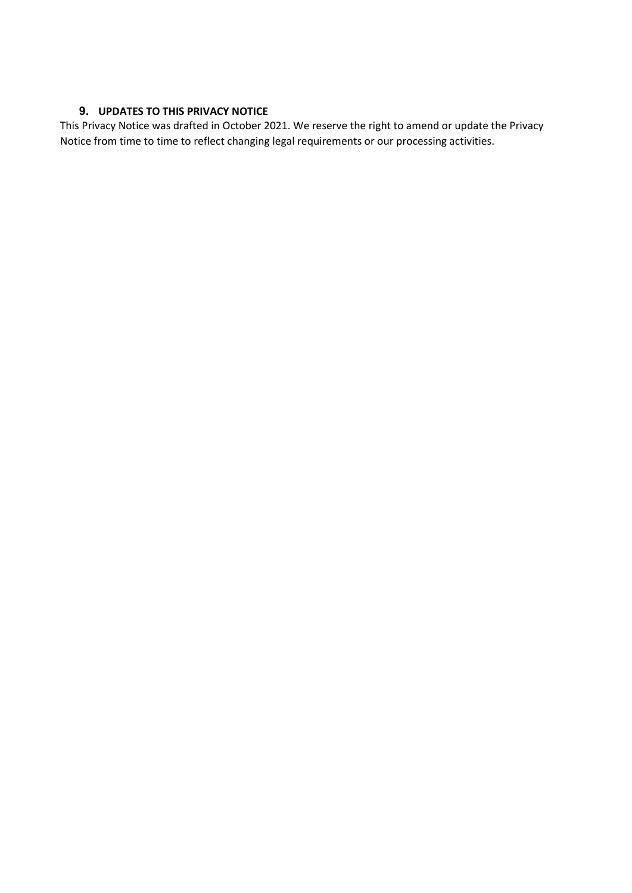## 9. UPDATES TO THIS PRIVACY NOTICE

This Privacy Notice was drafted in October 2021. We reserve the right to amend or update the Privacy Notice from time to time to reflect changing legal requirements or our processing activities.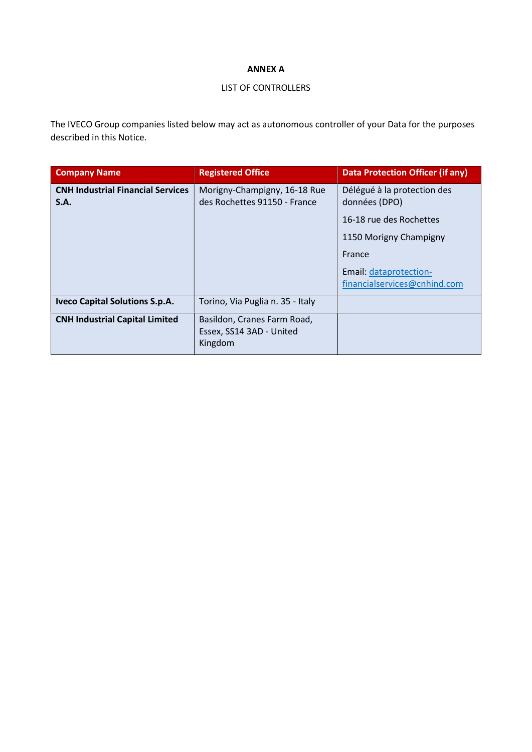**ANNEX A**

LIST OF CONTROLLERS

The IVECO Group companies listed below may act as autonomous controller of your Data for the purposes described in this Notice.

| Company Name | Registered Office | Data Protection Officer (if any) |
|---|---|---|
| **CNH Industrial Financial Services S.A.** | Morigny-Champigny, 16-18 Rue des Rochettes 91150 - France | Délégué à la protection des données (DPO)<br><br>16-18 rue des Rochettes<br><br>1150 Morigny Champigny<br><br>France<br><br>Email: dataprotection-financialservices@cnhind.com |
| **Iveco Capital Solutions S.p.A.** | Torino, Via Puglia n. 35 - Italy | |
| **CNH Industrial Capital Limited** | Basildon, Cranes Farm Road, Essex, SS14 3AD - United Kingdom | |